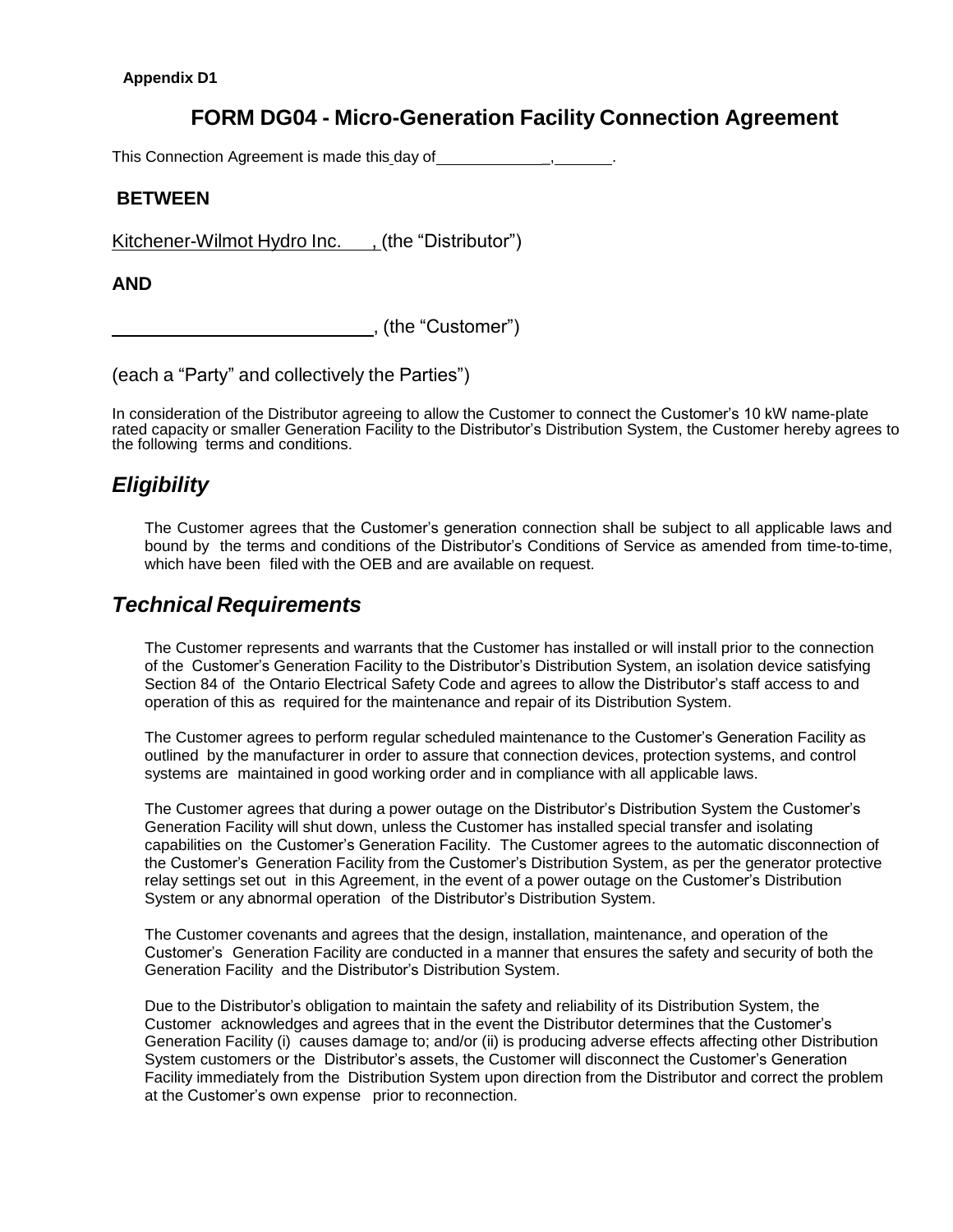**Appendix D1**

# FORM DG04 - Micro-Generation Facility Connection Agreement

This Connection Agreement is made this day of ____________, ______.

**BETWEEN**

Kitchener-Wilmot Hydro Inc., (the "Distributor")

**AND**

__________________________, (the "Customer")

(each a "Party" and collectively the Parties")

In consideration of the Distributor agreeing to allow the Customer to connect the Customer's 10 kW name-plate rated capacity or smaller Generation Facility to the Distributor's Distribution System, the Customer hereby agrees to the following terms and conditions.

## *Eligibility*

The Customer agrees that the Customer's generation connection shall be subject to all applicable laws and bound by the terms and conditions of the Distributor's Conditions of Service as amended from time-to-time, which have been filed with the OEB and are available on request.

## *Technical Requirements*

The Customer represents and warrants that the Customer has installed or will install prior to the connection of the Customer's Generation Facility to the Distributor's Distribution System, an isolation device satisfying Section 84 of the Ontario Electrical Safety Code and agrees to allow the Distributor's staff access to and operation of this as required for the maintenance and repair of its Distribution System.

The Customer agrees to perform regular scheduled maintenance to the Customer's Generation Facility as outlined by the manufacturer in order to assure that connection devices, protection systems, and control systems are maintained in good working order and in compliance with all applicable laws.

The Customer agrees that during a power outage on the Distributor's Distribution System the Customer's Generation Facility will shut down, unless the Customer has installed special transfer and isolating capabilities on the Customer's Generation Facility. The Customer agrees to the automatic disconnection of the Customer's Generation Facility from the Customer's Distribution System, as per the generator protective relay settings set out in this Agreement, in the event of a power outage on the Customer's Distribution System or any abnormal operation of the Distributor's Distribution System.

The Customer covenants and agrees that the design, installation, maintenance, and operation of the Customer's Generation Facility are conducted in a manner that ensures the safety and security of both the Generation Facility and the Distributor's Distribution System.

Due to the Distributor's obligation to maintain the safety and reliability of its Distribution System, the Customer acknowledges and agrees that in the event the Distributor determines that the Customer's Generation Facility (i) causes damage to; and/or (ii) is producing adverse effects affecting other Distribution System customers or the Distributor's assets, the Customer will disconnect the Customer's Generation Facility immediately from the Distribution System upon direction from the Distributor and correct the problem at the Customer's own expense prior to reconnection.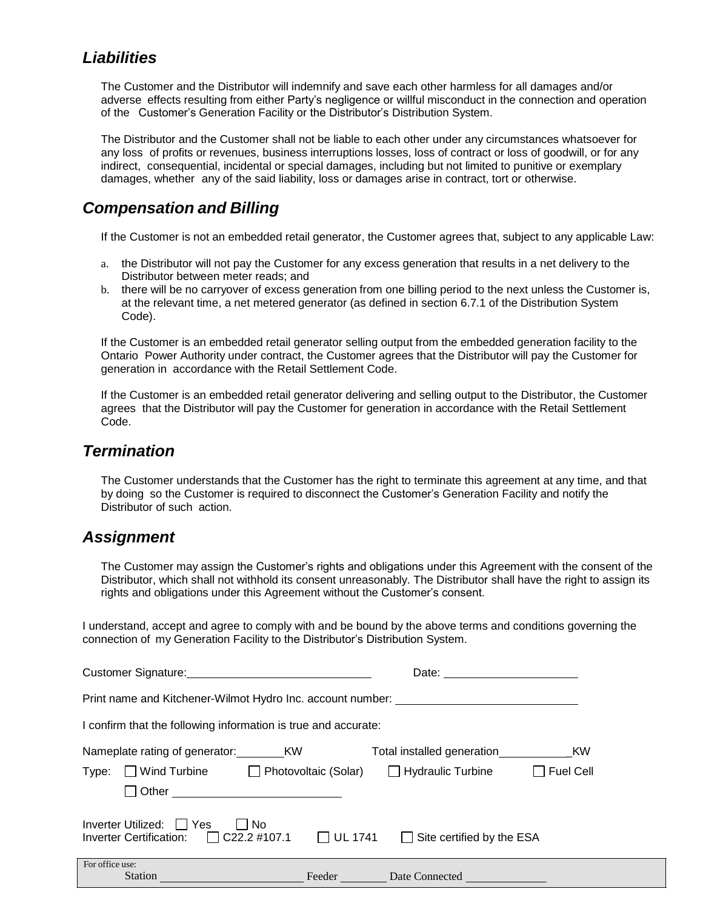## *Liabilities*

The Customer and the Distributor will indemnify and save each other harmless for all damages and/or adverse effects resulting from either Party's negligence or willful misconduct in the connection and operation of the Customer's Generation Facility or the Distributor's Distribution System.

The Distributor and the Customer shall not be liable to each other under any circumstances whatsoever for any loss of profits or revenues, business interruptions losses, loss of contract or loss of goodwill, or for any indirect, consequential, incidental or special damages, including but not limited to punitive or exemplary damages, whether any of the said liability, loss or damages arise in contract, tort or otherwise.

## *Compensation and Billing*

If the Customer is not an embedded retail generator, the Customer agrees that, subject to any applicable Law:

a. the Distributor will not pay the Customer for any excess generation that results in a net delivery to the Distributor between meter reads; and
b. there will be no carryover of excess generation from one billing period to the next unless the Customer is, at the relevant time, a net metered generator (as defined in section 6.7.1 of the Distribution System Code).

If the Customer is an embedded retail generator selling output from the embedded generation facility to the Ontario Power Authority under contract, the Customer agrees that the Distributor will pay the Customer for generation in accordance with the Retail Settlement Code.

If the Customer is an embedded retail generator delivering and selling output to the Distributor, the Customer agrees that the Distributor will pay the Customer for generation in accordance with the Retail Settlement Code.

## *Termination*

The Customer understands that the Customer has the right to terminate this agreement at any time, and that by doing so the Customer is required to disconnect the Customer's Generation Facility and notify the Distributor of such action.

## *Assignment*

The Customer may assign the Customer's rights and obligations under this Agreement with the consent of the Distributor, which shall not withhold its consent unreasonably. The Distributor shall have the right to assign its rights and obligations under this Agreement without the Customer's consent.

I understand, accept and agree to comply with and be bound by the above terms and conditions governing the connection of my Generation Facility to the Distributor's Distribution System.

Customer Signature: ____________________________ Date: ____________________

Print name and Kitchener-Wilmot Hydro Inc. account number: ____________________________

I confirm that the following information is true and accurate:

Nameplate rating of generator: _______ KW Total installed generation ___________ KW

Type: ☐ Wind Turbine ☐ Photovoltaic (Solar) ☐ Hydraulic Turbine ☐ Fuel Cell

☐ Other ________________________

Inverter Utilized: ☐ Yes ☐ No

Inverter Certification: ☐ C22.2 #107.1 ☐ UL 1741 ☐ Site certified by the ESA

For office use:

Station ______________________ Feeder _______ Date Connected ____________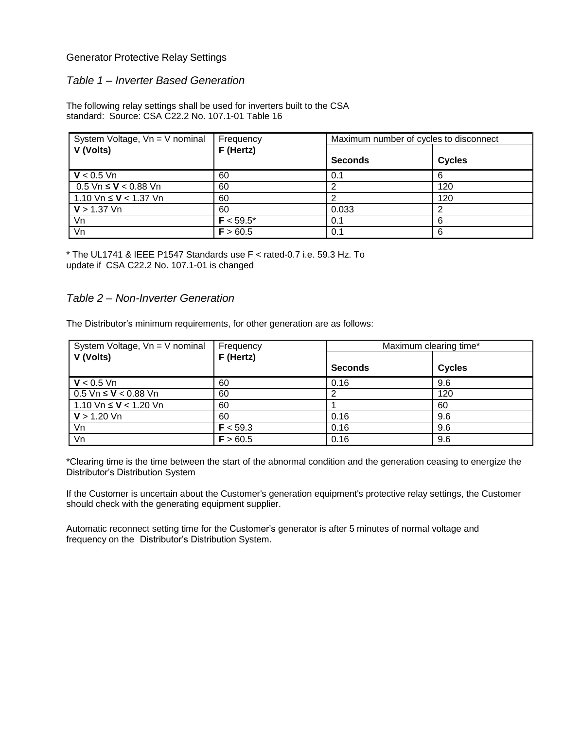Generator Protective Relay Settings

## *Table 1 – Inverter Based Generation*

The following relay settings shall be used for inverters built to the CSA standard: Source: CSA C22.2 No. 107.1-01 Table 16

| System Voltage, Vn = V nominal **V (Volts)** | Frequency **F (Hertz)** | Maximum number of cycles to disconnect | |
|---|---|---|---|
| | | **Seconds** | **Cycles** |
| **V** < 0.5 Vn | 60 | 0.1 | 6 |
| 0.5 Vn ≤ **V** < 0.88 Vn | 60 | 2 | 120 |
| 1.10 Vn ≤ **V** < 1.37 Vn | 60 | 2 | 120 |
| **V** > 1.37 Vn | 60 | 0.033 | 2 |
| Vn | **F** < 59.5* | 0.1 | 6 |
| Vn | **F** > 60.5 | 0.1 | 6 |

* The UL1741 & IEEE P1547 Standards use F < rated-0.7 i.e. 59.3 Hz. To update if CSA C22.2 No. 107.1-01 is changed

## *Table 2 – Non-Inverter Generation*

The Distributor's minimum requirements, for other generation are as follows:

| System Voltage, Vn = V nominal **V (Volts)** | Frequency **F (Hertz)** | Maximum clearing time* | |
|---|---|---|---|
| | | **Seconds** | **Cycles** |
| **V** < 0.5 Vn | 60 | 0.16 | 9.6 |
| 0.5 Vn ≤ **V** < 0.88 Vn | 60 | 2 | 120 |
| 1.10 Vn ≤ **V** < 1.20 Vn | 60 | 1 | 60 |
| **V** > 1.20 Vn | 60 | 0.16 | 9.6 |
| Vn | **F** < 59.3 | 0.16 | 9.6 |
| Vn | **F** > 60.5 | 0.16 | 9.6 |

*Clearing time is the time between the start of the abnormal condition and the generation ceasing to energize the Distributor's Distribution System

If the Customer is uncertain about the Customer's generation equipment's protective relay settings, the Customer should check with the generating equipment supplier.

Automatic reconnect setting time for the Customer's generator is after 5 minutes of normal voltage and frequency on the Distributor's Distribution System.